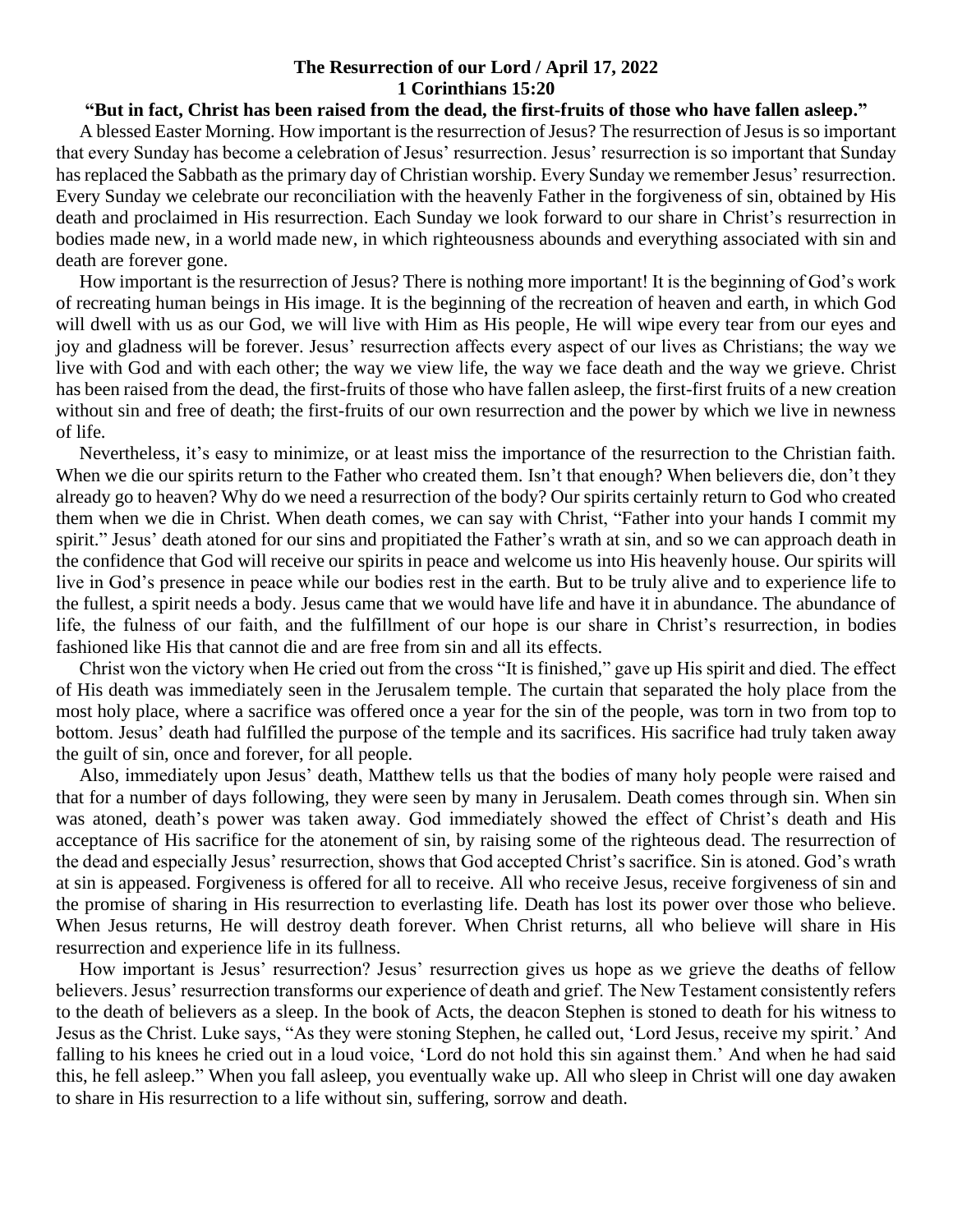**The Resurrection of our Lord / April 17, 2022**
**1 Corinthians 15:20**

**"But in fact, Christ has been raised from the dead, the first-fruits of those who have fallen asleep."**

A blessed Easter Morning. How important is the resurrection of Jesus? The resurrection of Jesus is so important that every Sunday has become a celebration of Jesus' resurrection. Jesus' resurrection is so important that Sunday has replaced the Sabbath as the primary day of Christian worship. Every Sunday we remember Jesus' resurrection. Every Sunday we celebrate our reconciliation with the heavenly Father in the forgiveness of sin, obtained by His death and proclaimed in His resurrection. Each Sunday we look forward to our share in Christ's resurrection in bodies made new, in a world made new, in which righteousness abounds and everything associated with sin and death are forever gone.

How important is the resurrection of Jesus? There is nothing more important! It is the beginning of God's work of recreating human beings in His image. It is the beginning of the recreation of heaven and earth, in which God will dwell with us as our God, we will live with Him as His people, He will wipe every tear from our eyes and joy and gladness will be forever. Jesus' resurrection affects every aspect of our lives as Christians; the way we live with God and with each other; the way we view life, the way we face death and the way we grieve. Christ has been raised from the dead, the first-fruits of those who have fallen asleep, the first-first fruits of a new creation without sin and free of death; the first-fruits of our own resurrection and the power by which we live in newness of life.

Nevertheless, it's easy to minimize, or at least miss the importance of the resurrection to the Christian faith. When we die our spirits return to the Father who created them. Isn't that enough? When believers die, don't they already go to heaven? Why do we need a resurrection of the body? Our spirits certainly return to God who created them when we die in Christ. When death comes, we can say with Christ, "Father into your hands I commit my spirit." Jesus' death atoned for our sins and propitiated the Father's wrath at sin, and so we can approach death in the confidence that God will receive our spirits in peace and welcome us into His heavenly house. Our spirits will live in God's presence in peace while our bodies rest in the earth. But to be truly alive and to experience life to the fullest, a spirit needs a body. Jesus came that we would have life and have it in abundance. The abundance of life, the fulness of our faith, and the fulfillment of our hope is our share in Christ's resurrection, in bodies fashioned like His that cannot die and are free from sin and all its effects.

Christ won the victory when He cried out from the cross "It is finished," gave up His spirit and died. The effect of His death was immediately seen in the Jerusalem temple. The curtain that separated the holy place from the most holy place, where a sacrifice was offered once a year for the sin of the people, was torn in two from top to bottom. Jesus' death had fulfilled the purpose of the temple and its sacrifices. His sacrifice had truly taken away the guilt of sin, once and forever, for all people.

Also, immediately upon Jesus' death, Matthew tells us that the bodies of many holy people were raised and that for a number of days following, they were seen by many in Jerusalem. Death comes through sin. When sin was atoned, death's power was taken away. God immediately showed the effect of Christ's death and His acceptance of His sacrifice for the atonement of sin, by raising some of the righteous dead. The resurrection of the dead and especially Jesus' resurrection, shows that God accepted Christ's sacrifice. Sin is atoned. God's wrath at sin is appeased. Forgiveness is offered for all to receive. All who receive Jesus, receive forgiveness of sin and the promise of sharing in His resurrection to everlasting life. Death has lost its power over those who believe. When Jesus returns, He will destroy death forever. When Christ returns, all who believe will share in His resurrection and experience life in its fullness.

How important is Jesus' resurrection? Jesus' resurrection gives us hope as we grieve the deaths of fellow believers. Jesus' resurrection transforms our experience of death and grief. The New Testament consistently refers to the death of believers as a sleep. In the book of Acts, the deacon Stephen is stoned to death for his witness to Jesus as the Christ. Luke says, "As they were stoning Stephen, he called out, 'Lord Jesus, receive my spirit.' And falling to his knees he cried out in a loud voice, 'Lord do not hold this sin against them.' And when he had said this, he fell asleep." When you fall asleep, you eventually wake up. All who sleep in Christ will one day awaken to share in His resurrection to a life without sin, suffering, sorrow and death.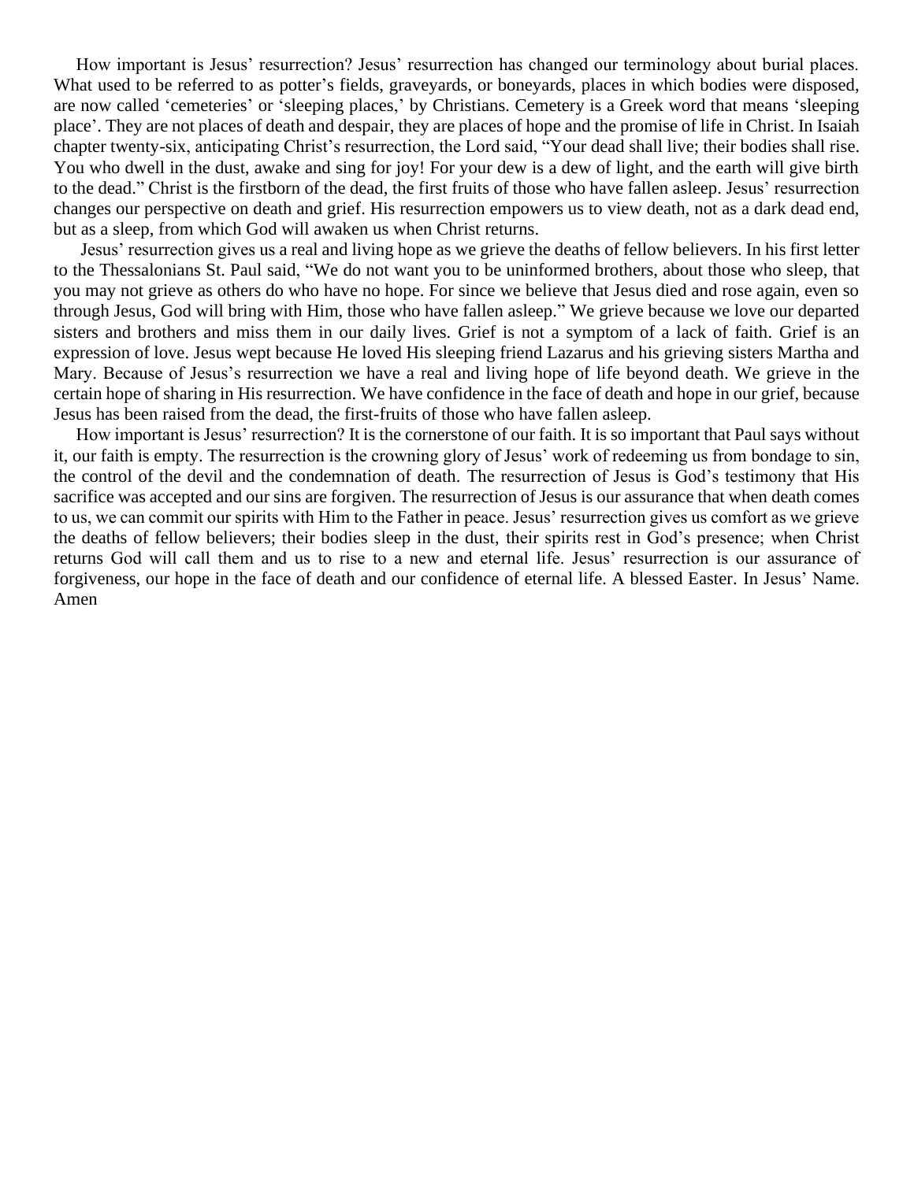How important is Jesus' resurrection? Jesus' resurrection has changed our terminology about burial places. What used to be referred to as potter's fields, graveyards, or boneyards, places in which bodies were disposed, are now called 'cemeteries' or 'sleeping places,' by Christians. Cemetery is a Greek word that means 'sleeping place'. They are not places of death and despair, they are places of hope and the promise of life in Christ. In Isaiah chapter twenty-six, anticipating Christ's resurrection, the Lord said, "Your dead shall live; their bodies shall rise. You who dwell in the dust, awake and sing for joy! For your dew is a dew of light, and the earth will give birth to the dead." Christ is the firstborn of the dead, the first fruits of those who have fallen asleep. Jesus' resurrection changes our perspective on death and grief. His resurrection empowers us to view death, not as a dark dead end, but as a sleep, from which God will awaken us when Christ returns.

Jesus' resurrection gives us a real and living hope as we grieve the deaths of fellow believers. In his first letter to the Thessalonians St. Paul said, "We do not want you to be uninformed brothers, about those who sleep, that you may not grieve as others do who have no hope. For since we believe that Jesus died and rose again, even so through Jesus, God will bring with Him, those who have fallen asleep." We grieve because we love our departed sisters and brothers and miss them in our daily lives. Grief is not a symptom of a lack of faith. Grief is an expression of love. Jesus wept because He loved His sleeping friend Lazarus and his grieving sisters Martha and Mary. Because of Jesus's resurrection we have a real and living hope of life beyond death. We grieve in the certain hope of sharing in His resurrection. We have confidence in the face of death and hope in our grief, because Jesus has been raised from the dead, the first-fruits of those who have fallen asleep.

How important is Jesus' resurrection? It is the cornerstone of our faith. It is so important that Paul says without it, our faith is empty. The resurrection is the crowning glory of Jesus' work of redeeming us from bondage to sin, the control of the devil and the condemnation of death. The resurrection of Jesus is God's testimony that His sacrifice was accepted and our sins are forgiven. The resurrection of Jesus is our assurance that when death comes to us, we can commit our spirits with Him to the Father in peace. Jesus' resurrection gives us comfort as we grieve the deaths of fellow believers; their bodies sleep in the dust, their spirits rest in God's presence; when Christ returns God will call them and us to rise to a new and eternal life. Jesus' resurrection is our assurance of forgiveness, our hope in the face of death and our confidence of eternal life. A blessed Easter. In Jesus' Name. Amen